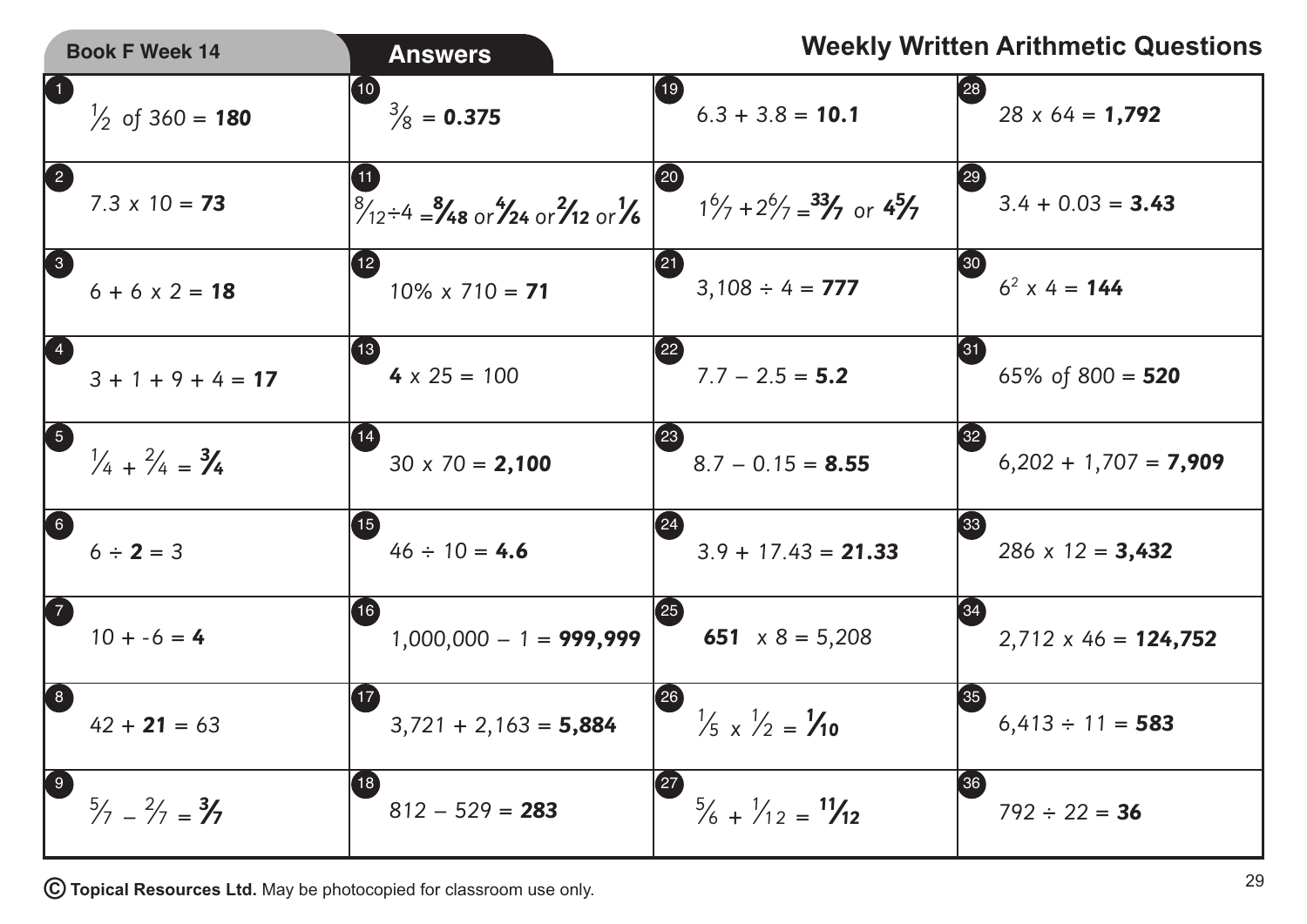**Book F Week 14** | **Answers**

# Weekly Written Arithmetic Questions

| | | | |
|---|---|---|---|
| 1. $\frac{1}{2}$ of 360 = **180** | 10. $\frac{3}{8}$ = **0.375** | 19. 6.3 + 3.8 = **10.1** | 28. 28 x 64 = **1,792** |
| 2. 7.3 x 10 = **73** | 11. $\frac{8}{12} \div 4$ = $\mathbf{\frac{8}{48}}$ or $\mathbf{\frac{4}{24}}$ or $\mathbf{\frac{2}{12}}$ or $\mathbf{\frac{1}{6}}$ | 20. $1\frac{6}{7} + 2\frac{6}{7}$ = $\mathbf{\frac{33}{7}}$ or $\mathbf{4\frac{5}{7}}$ | 29. 3.4 + 0.03 = **3.43** |
| 3. 6 + 6 x 2 = **18** | 12. 10% x 710 = **71** | 21. 3,108 ÷ 4 = **777** | 30. $6^2$ x 4 = **144** |
| 4. 3 + 1 + 9 + 4 = **17** | 13. **4** x 25 = 100 | 22. 7.7 – 2.5 = **5.2** | 31. 65% of 800 = **520** |
| 5. $\frac{1}{4} + \frac{2}{4}$ = $\mathbf{\frac{3}{4}}$ | 14. 30 x 70 = **2,100** | 23. 8.7 – 0.15 = **8.55** | 32. 6,202 + 1,707 = **7,909** |
| 6. 6 ÷ **2** = 3 | 15. 46 ÷ 10 = **4.6** | 24. 3.9 + 17.43 = **21.33** | 33. 286 x 12 = **3,432** |
| 7. 10 + -6 = **4** | 16. 1,000,000 – 1 = **999,999** | 25. **651** x 8 = 5,208 | 34. 2,712 x 46 = **124,752** |
| 8. 42 + **21** = 63 | 17. 3,721 + 2,163 = **5,884** | 26. $\frac{1}{5} \times \frac{1}{2}$ = $\mathbf{\frac{1}{10}}$ | 35. 6,413 ÷ 11 = **583** |
| 9. $\frac{5}{7} - \frac{2}{7}$ = $\mathbf{\frac{3}{7}}$ | 18. 812 – 529 = **283** | 27. $\frac{5}{6} + \frac{1}{12}$ = $\mathbf{\frac{11}{12}}$ | 36. 792 ÷ 22 = **36** |

© **Topical Resources Ltd.** May be photocopied for classroom use only.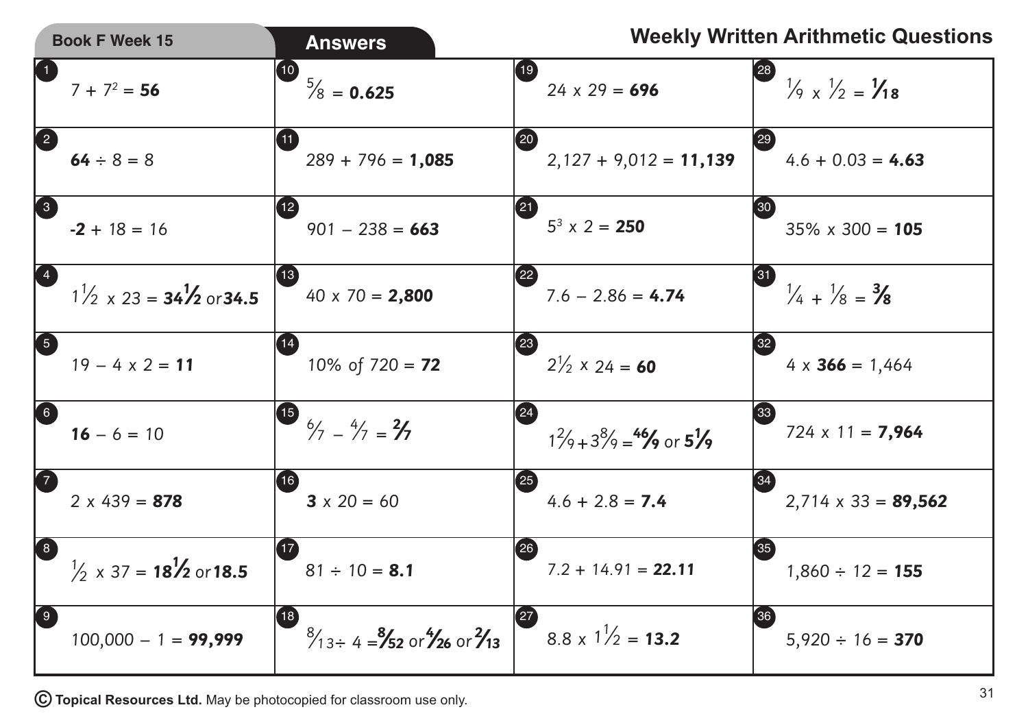Book F Week 15 | **Answers**

# Weekly Written Arithmetic Questions

| | | | |
|---|---|---|---|
| 1. $7 + 7^2 =$ **56** | 10. $\frac{5}{8} =$ **0.625** | 19. $24 \times 29 =$ **696** | 28. $\frac{1}{9} \times \frac{1}{2} = \mathbf{\frac{1}{18}}$ |
| 2. **64** $\div 8 = 8$ | 11. $289 + 796 =$ **1,085** | 20. $2{,}127 + 9{,}012 =$ **11,139** | 29. $4.6 + 0.03 =$ **4.63** |
| 3. **-2** $+ 18 = 16$ | 12. $901 - 238 =$ **663** | 21. $5^3 \times 2 =$ **250** | 30. $35\% \times 300 =$ **105** |
| 4. $1\frac{1}{2} \times 23 = \mathbf{34\frac{1}{2}}$ or **34.5** | 13. $40 \times 70 =$ **2,800** | 22. $7.6 - 2.86 =$ **4.74** | 31. $\frac{1}{4} + \frac{1}{8} = \mathbf{\frac{3}{8}}$ |
| 5. $19 - 4 \times 2 =$ **11** | 14. $10\%$ of $720 =$ **72** | 23. $2\frac{1}{2} \times 24 =$ **60** | 32. $4 \times$ **366** $= 1{,}464$ |
| 6. **16** $- 6 = 10$ | 15. $\frac{6}{7} - \frac{4}{7} = \mathbf{\frac{2}{7}}$ | 24. $1\frac{2}{9} + 3\frac{8}{9} = \mathbf{\frac{46}{9}}$ or $\mathbf{5\frac{1}{9}}$ | 33. $724 \times 11 =$ **7,964** |
| 7. $2 \times 439 =$ **878** | 16. **3** $\times 20 = 60$ | 25. $4.6 + 2.8 =$ **7.4** | 34. $2{,}714 \times 33 =$ **89,562** |
| 8. $\frac{1}{2} \times 37 = \mathbf{18\frac{1}{2}}$ or **18.5** | 17. $81 \div 10 =$ **8.1** | 26. $7.2 + 14.91 =$ **22.11** | 35. $1{,}860 \div 12 =$ **155** |
| 9. $100{,}000 - 1 =$ **99,999** | 18. $\frac{8}{13} \div 4 = \mathbf{\frac{8}{52}}$ or $\mathbf{\frac{4}{26}}$ or $\mathbf{\frac{2}{13}}$ | 27. $8.8 \times 1\frac{1}{2} =$ **13.2** | 36. $5{,}920 \div 16 =$ **370** |

© **Topical Resources Ltd.** May be photocopied for classroom use only.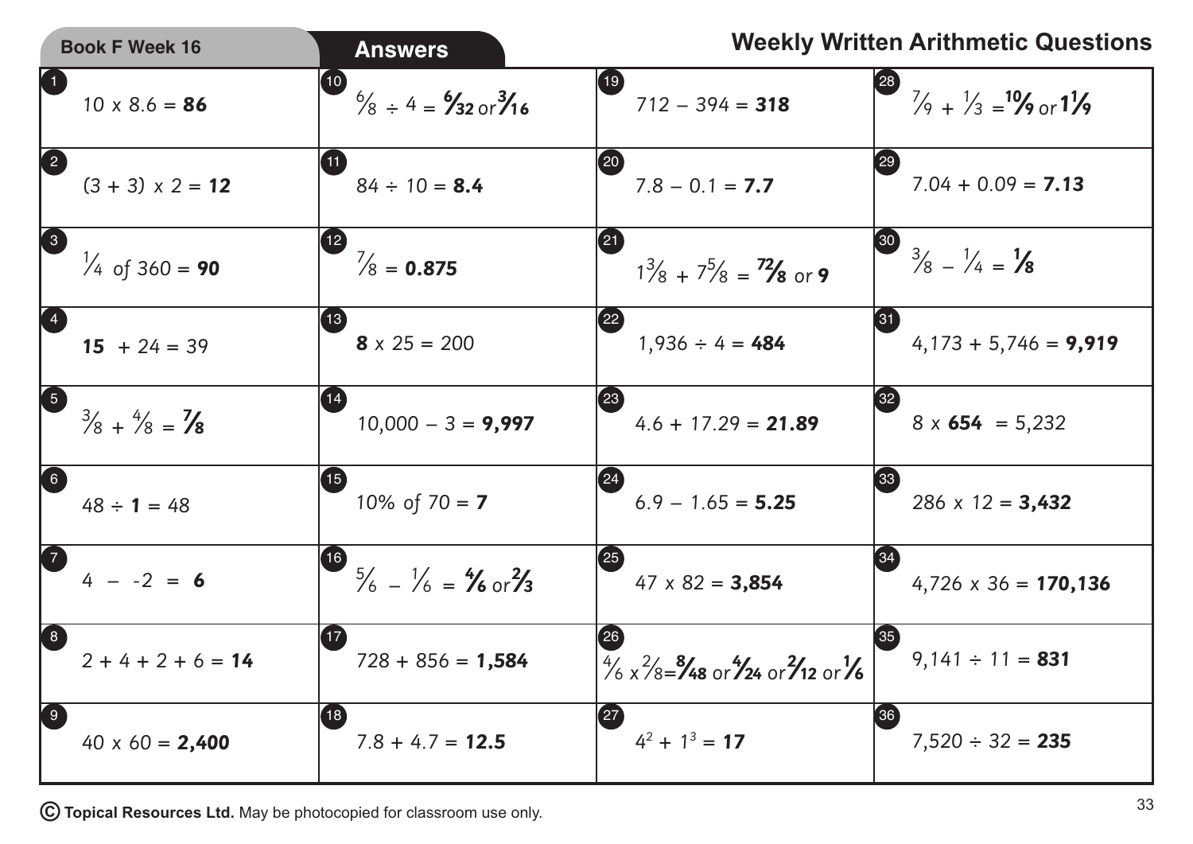Book F Week 16 | **Answers**

## Weekly Written Arithmetic Questions

| | | | |
|---|---|---|---|
| 1. $10 \times 8.6 = \mathbf{86}$ | 10. $\frac{6}{8} \div 4 = \mathbf{\frac{6}{32}}$ or $\mathbf{\frac{3}{16}}$ | 19. $712 - 394 = \mathbf{318}$ | 28. $\frac{7}{9} + \frac{1}{3} = \mathbf{\frac{10}{9}}$ or $\mathbf{1\frac{1}{9}}$ |
| 2. $(3 + 3) \times 2 = \mathbf{12}$ | 11. $84 \div 10 = \mathbf{8.4}$ | 20. $7.8 - 0.1 = \mathbf{7.7}$ | 29. $7.04 + 0.09 = \mathbf{7.13}$ |
| 3. $\frac{1}{4}$ of $360 = \mathbf{90}$ | 12. $\frac{7}{8} = \mathbf{0.875}$ | 21. $1\frac{3}{8} + 7\frac{5}{8} = \mathbf{\frac{72}{8}}$ or $\mathbf{9}$ | 30. $\frac{3}{8} - \frac{1}{4} = \mathbf{\frac{1}{8}}$ |
| 4. $\mathbf{15} + 24 = 39$ | 13. $\mathbf{8} \times 25 = 200$ | 22. $1{,}936 \div 4 = \mathbf{484}$ | 31. $4{,}173 + 5{,}746 = \mathbf{9{,}919}$ |
| 5. $\frac{3}{8} + \frac{4}{8} = \mathbf{\frac{7}{8}}$ | 14. $10{,}000 - 3 = \mathbf{9{,}997}$ | 23. $4.6 + 17.29 = \mathbf{21.89}$ | 32. $8 \times \mathbf{654} = 5{,}232$ |
| 6. $48 \div \mathbf{1} = 48$ | 15. $10\%$ of $70 = \mathbf{7}$ | 24. $6.9 - 1.65 = \mathbf{5.25}$ | 33. $286 \times 12 = \mathbf{3{,}432}$ |
| 7. $4 - -2 = \mathbf{6}$ | 16. $\frac{5}{6} - \frac{1}{6} = \mathbf{\frac{4}{6}}$ or $\mathbf{\frac{2}{3}}$ | 25. $47 \times 82 = \mathbf{3{,}854}$ | 34. $4{,}726 \times 36 = \mathbf{170{,}136}$ |
| 8. $2 + 4 + 2 + 6 = \mathbf{14}$ | 17. $728 + 856 = \mathbf{1{,}584}$ | 26. $\frac{4}{6} \times \frac{2}{8} = \mathbf{\frac{8}{48}}$ or $\mathbf{\frac{4}{24}}$ or $\mathbf{\frac{2}{12}}$ or $\mathbf{\frac{1}{6}}$ | 35. $9{,}141 \div 11 = \mathbf{831}$ |
| 9. $40 \times 60 = \mathbf{2{,}400}$ | 18. $7.8 + 4.7 = \mathbf{12.5}$ | 27. $4^2 + 1^3 = \mathbf{17}$ | 36. $7{,}520 \div 32 = \mathbf{235}$ |

© **Topical Resources Ltd.** May be photocopied for classroom use only.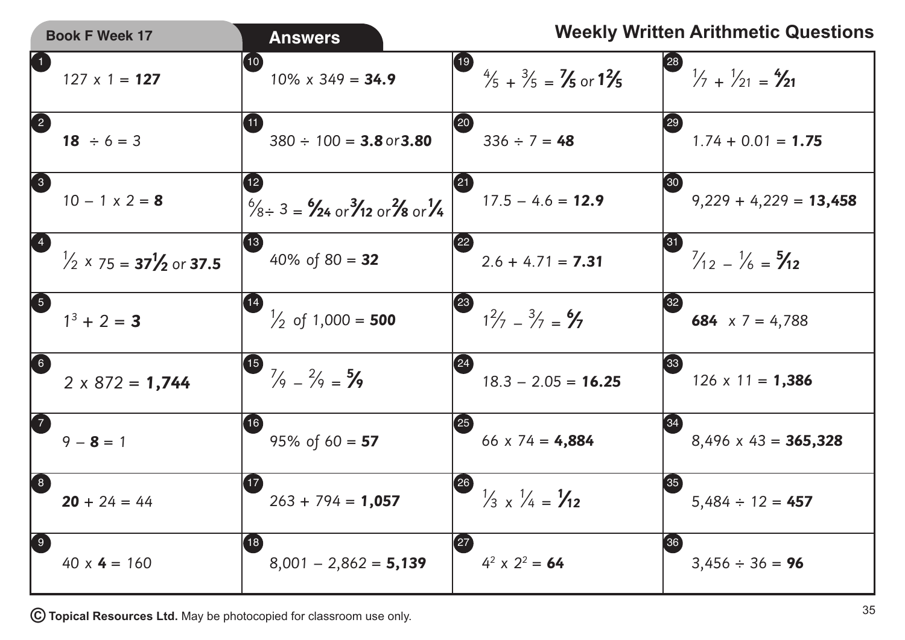Book F Week 17 | **Answers** | **Weekly Written Arithmetic Questions**

| | | | |
|---|---|---|---|
| 1. $127 \times 1 =$ **127** | 10. $10\% \times 349 =$ **34.9** | 19. $\frac{4}{5} + \frac{3}{5} =$ **$\frac{7}{5}$** or **$1\frac{2}{5}$** | 28. $\frac{1}{7} + \frac{1}{21} =$ **$\frac{4}{21}$** |
| 2. **18** $\div 6 = 3$ | 11. $380 \div 100 =$ **3.8** or **3.80** | 20. $336 \div 7 =$ **48** | 29. $1.74 + 0.01 =$ **1.75** |
| 3. $10 - 1 \times 2 =$ **8** | 12. $\frac{6}{8} \div 3 =$ **$\frac{6}{24}$** or **$\frac{3}{12}$** or **$\frac{2}{8}$** or **$\frac{1}{4}$** | 21. $17.5 - 4.6 =$ **12.9** | 30. $9{,}229 + 4{,}229 =$ **13,458** |
| 4. $\frac{1}{2} \times 75 =$ **$37\frac{1}{2}$** or **37.5** | 13. $40\%$ of $80 =$ **32** | 22. $2.6 + 4.71 =$ **7.31** | 31. $\frac{7}{12} - \frac{1}{6} =$ **$\frac{5}{12}$** |
| 5. $1^3 + 2 =$ **3** | 14. $\frac{1}{2}$ of $1{,}000 =$ **500** | 23. $1\frac{2}{7} - \frac{3}{7} =$ **$\frac{6}{7}$** | 32. **684** $\times 7 = 4{,}788$ |
| 6. $2 \times 872 =$ **1,744** | 15. $\frac{7}{9} - \frac{2}{9} =$ **$\frac{5}{9}$** | 24. $18.3 - 2.05 =$ **16.25** | 33. $126 \times 11 =$ **1,386** |
| 7. $9 -$ **8** $= 1$ | 16. $95\%$ of $60 =$ **57** | 25. $66 \times 74 =$ **4,884** | 34. $8{,}496 \times 43 =$ **365,328** |
| 8. **20** $+ 24 = 44$ | 17. $263 + 794 =$ **1,057** | 26. $\frac{1}{3} \times \frac{1}{4} =$ **$\frac{1}{12}$** | 35. $5{,}484 \div 12 =$ **457** |
| 9. $40 \times$ **4** $= 160$ | 18. $8{,}001 - 2{,}862 =$ **5,139** | 27. $4^2 \times 2^2 =$ **64** | 36. $3{,}456 \div 36 =$ **96** |

© **Topical Resources Ltd.** May be photocopied for classroom use only.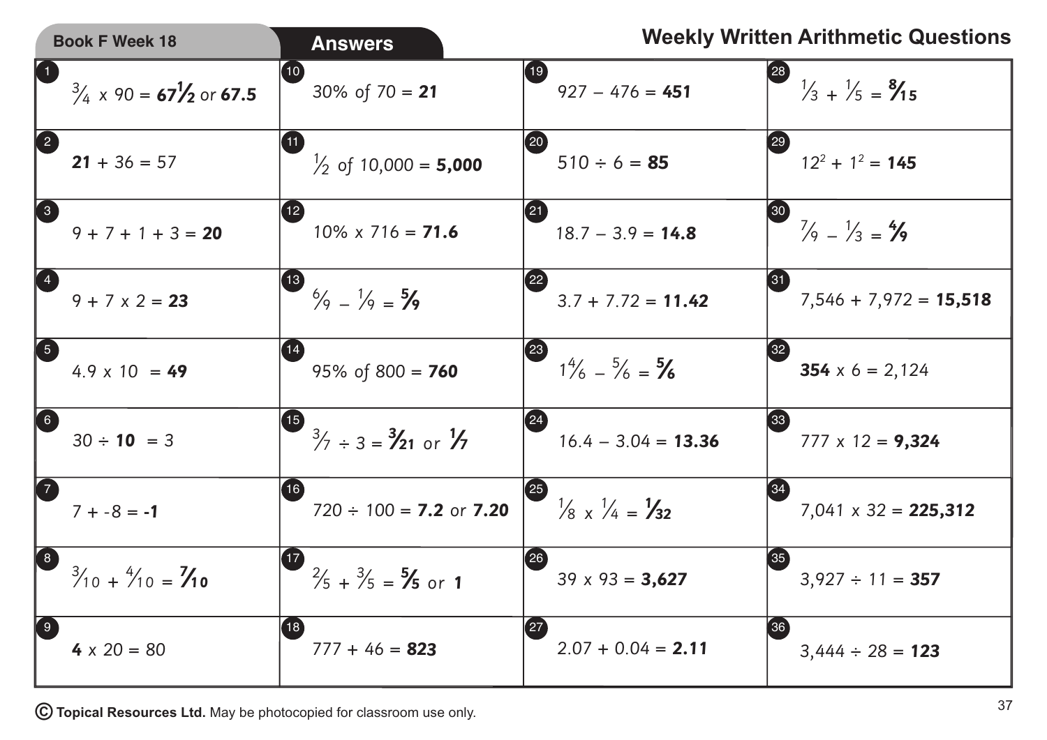Book F Week 18 | **Answers** | **Weekly Written Arithmetic Questions**

| | | | |
|---|---|---|---|
| 1. $\frac{3}{4} \times 90 =$ **$67\frac{1}{2}$** or **67.5** | 10. 30% of 70 = **21** | 19. 927 − 476 = **451** | 28. $\frac{1}{3} + \frac{1}{5} = \mathbf{\frac{8}{15}}$ |
| 2. **21** + 36 = 57 | 11. $\frac{1}{2}$ of 10,000 = **5,000** | 20. 510 ÷ 6 = **85** | 29. $12^2 + 1^2 =$ **145** |
| 3. 9 + 7 + 1 + 3 = **20** | 12. 10% x 716 = **71.6** | 21. 18.7 − 3.9 = **14.8** | 30. $\frac{7}{9} - \frac{1}{3} = \mathbf{\frac{4}{9}}$ |
| 4. 9 + 7 x 2 = **23** | 13. $\frac{6}{9} - \frac{1}{9} = \mathbf{\frac{5}{9}}$ | 22. 3.7 + 7.72 = **11.42** | 31. 7,546 + 7,972 = **15,518** |
| 5. 4.9 x 10 = **49** | 14. 95% of 800 = **760** | 23. $1\frac{4}{6} - \frac{5}{6} = \mathbf{\frac{5}{6}}$ | 32. **354** x 6 = 2,124 |
| 6. 30 ÷ **10** = 3 | 15. $\frac{3}{7} \div 3 = \mathbf{\frac{3}{21}}$ or $\mathbf{\frac{1}{7}}$ | 24. 16.4 − 3.04 = **13.36** | 33. 777 x 12 = **9,324** |
| 7. 7 + -8 = **-1** | 16. 720 ÷ 100 = **7.2** or **7.20** | 25. $\frac{1}{8} \times \frac{1}{4} = \mathbf{\frac{1}{32}}$ | 34. 7,041 x 32 = **225,312** |
| 8. $\frac{3}{10} + \frac{4}{10} = \mathbf{\frac{7}{10}}$ | 17. $\frac{2}{5} + \frac{3}{5} = \mathbf{\frac{5}{5}}$ or **1** | 26. 39 x 93 = **3,627** | 35. 3,927 ÷ 11 = **357** |
| 9. **4** x 20 = 80 | 18. 777 + 46 = **823** | 27. 2.07 + 0.04 = **2.11** | 36. 3,444 ÷ 28 = **123** |

© **Topical Resources Ltd.** May be photocopied for classroom use only.